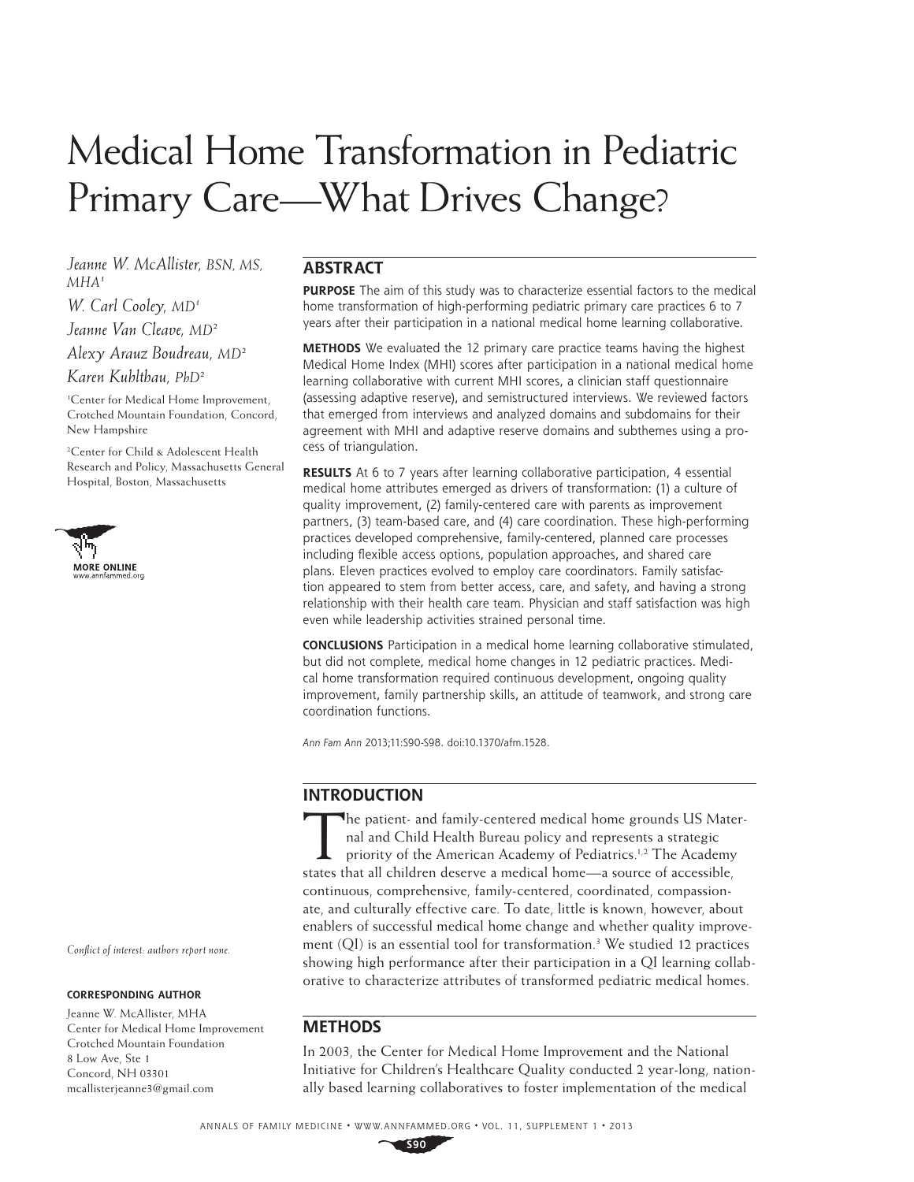# Medical Home Transformation in Pediatric Primary Care—What Drives Change?

*Jeanne W. McAllister, BSN, MS, MHA*[1]

*W. Carl Cooley, MD*[1]

*Jeanne Van Cleave, MD*[2]

*Alexy Arauz Boudreau, MD*[2]

*Karen Kuhlthau, PhD*[2]

[1]Center for Medical Home Improvement, Crotched Mountain Foundation, Concord, New Hampshire

[2]Center for Child & Adolescent Health Research and Policy, Massachusetts General Hospital, Boston, Massachusetts

MORE ONLINE
www.annfammed.org

## ABSTRACT

**PURPOSE** The aim of this study was to characterize essential factors to the medical home transformation of high-performing pediatric primary care practices 6 to 7 years after their participation in a national medical home learning collaborative.

**METHODS** We evaluated the 12 primary care practice teams having the highest Medical Home Index (MHI) scores after participation in a national medical home learning collaborative with current MHI scores, a clinician staff questionnaire (assessing adaptive reserve), and semistructured interviews. We reviewed factors that emerged from interviews and analyzed domains and subdomains for their agreement with MHI and adaptive reserve domains and subthemes using a process of triangulation.

**RESULTS** At 6 to 7 years after learning collaborative participation, 4 essential medical home attributes emerged as drivers of transformation: (1) a culture of quality improvement, (2) family-centered care with parents as improvement partners, (3) team-based care, and (4) care coordination. These high-performing practices developed comprehensive, family-centered, planned care processes including flexible access options, population approaches, and shared care plans. Eleven practices evolved to employ care coordinators. Family satisfaction appeared to stem from better access, care, and safety, and having a strong relationship with their health care team. Physician and staff satisfaction was high even while leadership activities strained personal time.

**CONCLUSIONS** Participation in a medical home learning collaborative stimulated, but did not complete, medical home changes in 12 pediatric practices. Medical home transformation required continuous development, ongoing quality improvement, family partnership skills, an attitude of teamwork, and strong care coordination functions.

*Ann Fam Ann* 2013;11:S90-S98. doi:10.1370/afm.1528.

*Conflict of interest: authors report none.*

**CORRESPONDING AUTHOR**

Jeanne W. McAllister, MHA
Center for Medical Home Improvement
Crotched Mountain Foundation
8 Low Ave, Ste 1
Concord, NH 03301
mcallisterjeanne3@gmail.com

## INTRODUCTION

The patient- and family-centered medical home grounds US Maternal and Child Health Bureau policy and represents a strategic priority of the American Academy of Pediatrics.[1,2] The Academy states that all children deserve a medical home—a source of accessible, continuous, comprehensive, family-centered, coordinated, compassionate, and culturally effective care. To date, little is known, however, about enablers of successful medical home change and whether quality improvement (QI) is an essential tool for transformation.[3] We studied 12 practices showing high performance after their participation in a QI learning collaborative to characterize attributes of transformed pediatric medical homes.

## METHODS

In 2003, the Center for Medical Home Improvement and the National Initiative for Children's Healthcare Quality conducted 2 year-long, nationally based learning collaboratives to foster implementation of the medical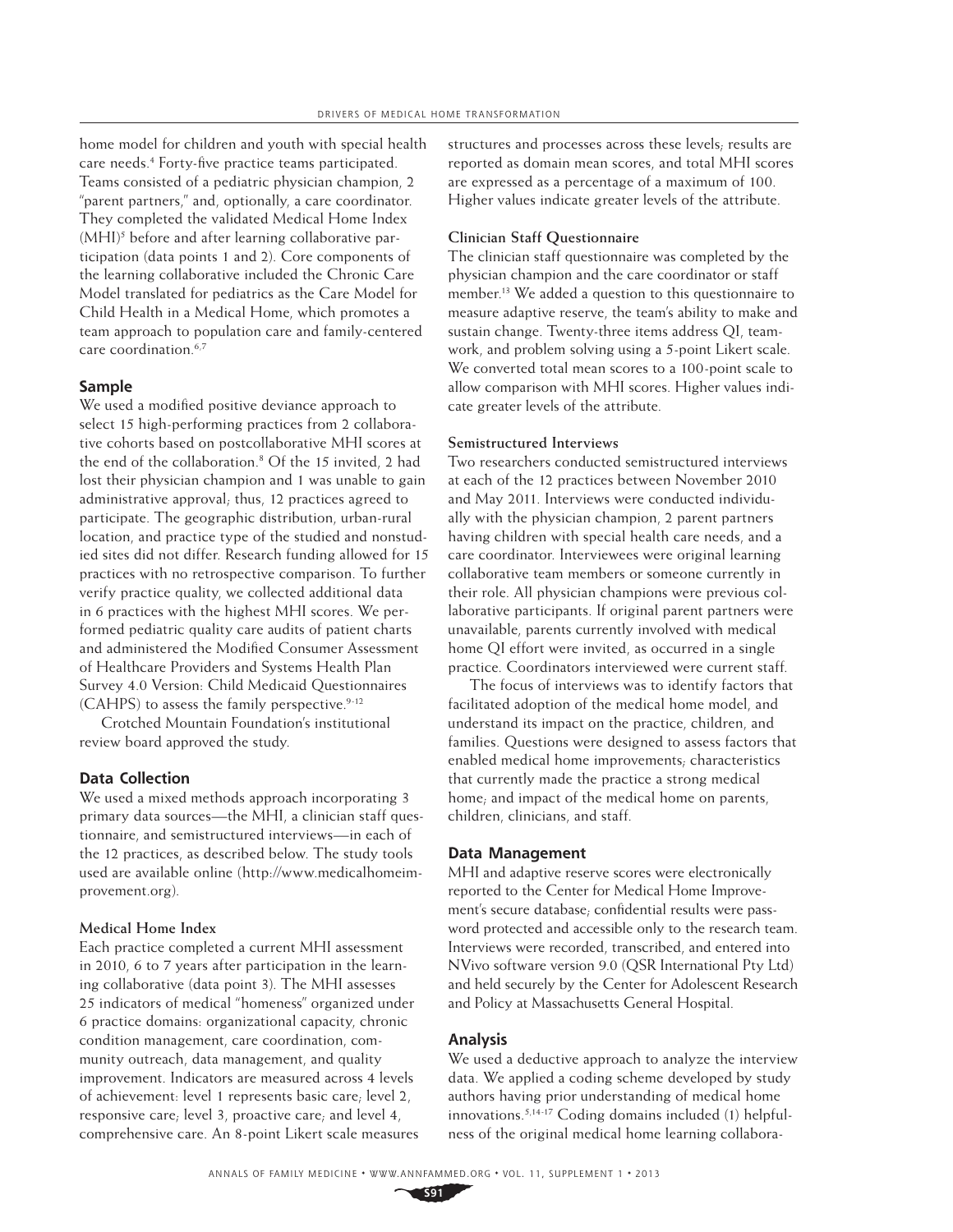home model for children and youth with special health care needs.[4] Forty-five practice teams participated. Teams consisted of a pediatric physician champion, 2 "parent partners," and, optionally, a care coordinator. They completed the validated Medical Home Index (MHI)[5] before and after learning collaborative participation (data points 1 and 2). Core components of the learning collaborative included the Chronic Care Model translated for pediatrics as the Care Model for Child Health in a Medical Home, which promotes a team approach to population care and family-centered care coordination.[6,7]

## Sample

We used a modified positive deviance approach to select 15 high-performing practices from 2 collaborative cohorts based on postcollaborative MHI scores at the end of the collaboration.[8] Of the 15 invited, 2 had lost their physician champion and 1 was unable to gain administrative approval; thus, 12 practices agreed to participate. The geographic distribution, urban-rural location, and practice type of the studied and nonstudied sites did not differ. Research funding allowed for 15 practices with no retrospective comparison. To further verify practice quality, we collected additional data in 6 practices with the highest MHI scores. We performed pediatric quality care audits of patient charts and administered the Modified Consumer Assessment of Healthcare Providers and Systems Health Plan Survey 4.0 Version: Child Medicaid Questionnaires (CAHPS) to assess the family perspective.[9-12]

Crotched Mountain Foundation's institutional review board approved the study.

## Data Collection

We used a mixed methods approach incorporating 3 primary data sources—the MHI, a clinician staff questionnaire, and semistructured interviews—in each of the 12 practices, as described below. The study tools used are available online (http://www.medicalhomeimprovement.org).

### Medical Home Index

Each practice completed a current MHI assessment in 2010, 6 to 7 years after participation in the learning collaborative (data point 3). The MHI assesses 25 indicators of medical "homeness" organized under 6 practice domains: organizational capacity, chronic condition management, care coordination, community outreach, data management, and quality improvement. Indicators are measured across 4 levels of achievement: level 1 represents basic care; level 2, responsive care; level 3, proactive care; and level 4, comprehensive care. An 8-point Likert scale measures structures and processes across these levels; results are reported as domain mean scores, and total MHI scores are expressed as a percentage of a maximum of 100. Higher values indicate greater levels of the attribute.

### Clinician Staff Questionnaire

The clinician staff questionnaire was completed by the physician champion and the care coordinator or staff member.[13] We added a question to this questionnaire to measure adaptive reserve, the team's ability to make and sustain change. Twenty-three items address QI, teamwork, and problem solving using a 5-point Likert scale. We converted total mean scores to a 100-point scale to allow comparison with MHI scores. Higher values indicate greater levels of the attribute.

### Semistructured Interviews

Two researchers conducted semistructured interviews at each of the 12 practices between November 2010 and May 2011. Interviews were conducted individually with the physician champion, 2 parent partners having children with special health care needs, and a care coordinator. Interviewees were original learning collaborative team members or someone currently in their role. All physician champions were previous collaborative participants. If original parent partners were unavailable, parents currently involved with medical home QI effort were invited, as occurred in a single practice. Coordinators interviewed were current staff.

The focus of interviews was to identify factors that facilitated adoption of the medical home model, and understand its impact on the practice, children, and families. Questions were designed to assess factors that enabled medical home improvements; characteristics that currently made the practice a strong medical home; and impact of the medical home on parents, children, clinicians, and staff.

## Data Management

MHI and adaptive reserve scores were electronically reported to the Center for Medical Home Improvement's secure database; confidential results were password protected and accessible only to the research team. Interviews were recorded, transcribed, and entered into NVivo software version 9.0 (QSR International Pty Ltd) and held securely by the Center for Adolescent Research and Policy at Massachusetts General Hospital.

## Analysis

We used a deductive approach to analyze the interview data. We applied a coding scheme developed by study authors having prior understanding of medical home innovations.[5,14-17] Coding domains included (1) helpfulness of the original medical home learning collabora-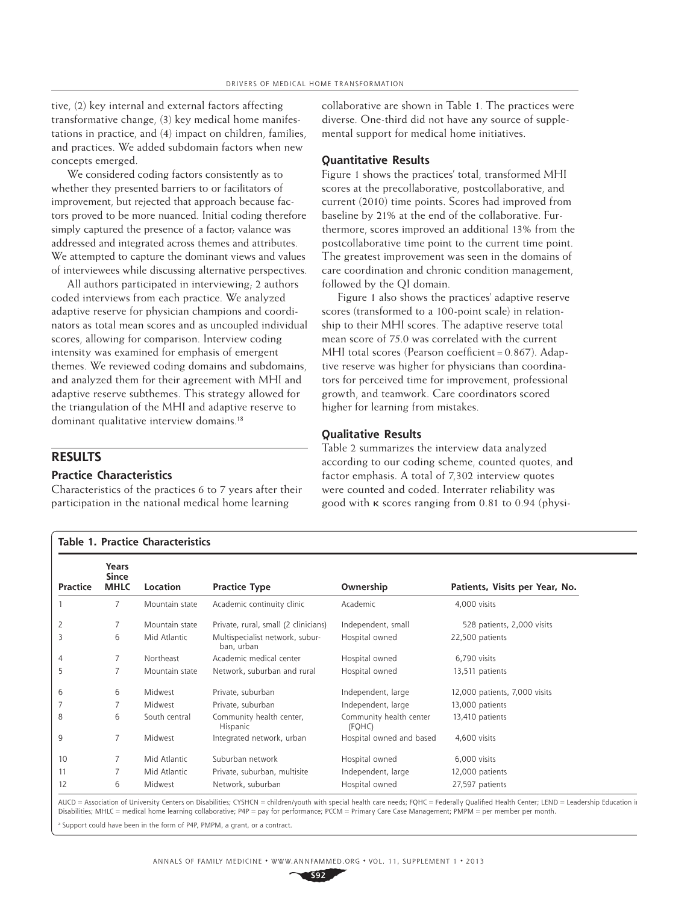tive, (2) key internal and external factors affecting transformative change, (3) key medical home manifestations in practice, and (4) impact on children, families, and practices. We added subdomain factors when new concepts emerged.

We considered coding factors consistently as to whether they presented barriers to or facilitators of improvement, but rejected that approach because factors proved to be more nuanced. Initial coding therefore simply captured the presence of a factor; valance was addressed and integrated across themes and attributes. We attempted to capture the dominant views and values of interviewees while discussing alternative perspectives.

All authors participated in interviewing; 2 authors coded interviews from each practice. We analyzed adaptive reserve for physician champions and coordinators as total mean scores and as uncoupled individual scores, allowing for comparison. Interview coding intensity was examined for emphasis of emergent themes. We reviewed coding domains and subdomains, and analyzed them for their agreement with MHI and adaptive reserve subthemes. This strategy allowed for the triangulation of the MHI and adaptive reserve to dominant qualitative interview domains.[18]

## RESULTS

### Practice Characteristics

Characteristics of the practices 6 to 7 years after their participation in the national medical home learning collaborative are shown in Table 1. The practices were diverse. One-third did not have any source of supplemental support for medical home initiatives.

### Quantitative Results

Figure 1 shows the practices' total, transformed MHI scores at the precollaborative, postcollaborative, and current (2010) time points. Scores had improved from baseline by 21% at the end of the collaborative. Furthermore, scores improved an additional 13% from the postcollaborative time point to the current time point. The greatest improvement was seen in the domains of care coordination and chronic condition management, followed by the QI domain.

Figure 1 also shows the practices' adaptive reserve scores (transformed to a 100-point scale) in relationship to their MHI scores. The adaptive reserve total mean score of 75.0 was correlated with the current MHI total scores (Pearson coefficient = 0.867). Adaptive reserve was higher for physicians than coordinators for perceived time for improvement, professional growth, and teamwork. Care coordinators scored higher for learning from mistakes.

### Qualitative Results

Table 2 summarizes the interview data analyzed according to our coding scheme, counted quotes, and factor emphasis. A total of 7,302 interview quotes were counted and coded. Interrater reliability was good with κ scores ranging from 0.81 to 0.94 (physi-

**Table 1. Practice Characteristics**

| Practice | Years Since MHLC | Location | Practice Type | Ownership | Patients, Visits per Year, No. |
|---|---|---|---|---|---|
| 1 | 7 | Mountain state | Academic continuity clinic | Academic | 4,000 visits |
| 2 | 7 | Mountain state | Private, rural, small (2 clinicians) | Independent, small | 528 patients, 2,000 visits |
| 3 | 6 | Mid Atlantic | Multispecialist network, suburban, urban | Hospital owned | 22,500 patients |
| 4 | 7 | Northeast | Academic medical center | Hospital owned | 6,790 visits |
| 5 | 7 | Mountain state | Network, suburban and rural | Hospital owned | 13,511 patients |
| 6 | 6 | Midwest | Private, suburban | Independent, large | 12,000 patients, 7,000 visits |
| 7 | 7 | Midwest | Private, suburban | Independent, large | 13,000 patients |
| 8 | 6 | South central | Community health center, Hispanic | Community health center (FQHC) | 13,410 patients |
| 9 | 7 | Midwest | Integrated network, urban | Hospital owned and based | 4,600 visits |
| 10 | 7 | Mid Atlantic | Suburban network | Hospital owned | 6,000 visits |
| 11 | 7 | Mid Atlantic | Private, suburban, multisite | Independent, large | 12,000 patients |
| 12 | 6 | Midwest | Network, suburban | Hospital owned | 27,597 patients |

AUCD = Association of University Centers on Disabilities; CYSHCN = children/youth with special health care needs; FQHC = Federally Qualified Health Center; LEND = Leadership Education i Disabilities; MHLC = medical home learning collaborative; P4P = pay for performance; PCCM = Primary Care Case Management; PMPM = per member per month.

[a] Support could have been in the form of P4P, PMPM, a grant, or a contract.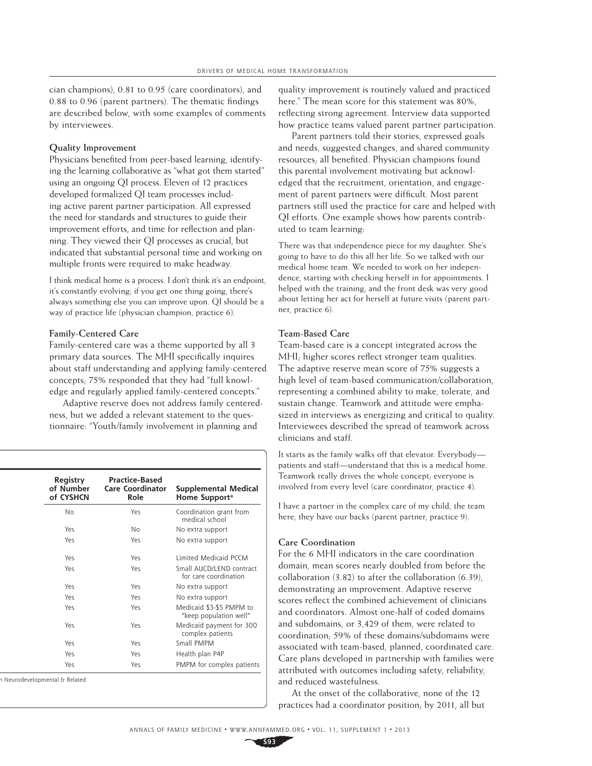cian champions), 0.81 to 0.95 (care coordinators), and 0.88 to 0.96 (parent partners). The thematic findings are described below, with some examples of comments by interviewees.

### Quality Improvement

Physicians benefited from peer-based learning, identifying the learning collaborative as "what got them started" using an ongoing QI process. Eleven of 12 practices developed formalized QI team processes including active parent partner participation. All expressed the need for standards and structures to guide their improvement efforts, and time for reflection and planning. They viewed their QI processes as crucial, but indicated that substantial personal time and working on multiple fronts were required to make headway.

> I think medical home is a process. I don't think it's an endpoint, it's constantly evolving; if you get one thing going, there's always something else you can improve upon. QI should be a way of practice life (physician champion, practice 6).

### Family-Centered Care

Family-centered care was a theme supported by all 3 primary data sources. The MHI specifically inquires about staff understanding and applying family-centered concepts; 75% responded that they had "full knowledge and regularly applied family-centered concepts."

Adaptive reserve does not address family centeredness, but we added a relevant statement to the questionnaire: "Youth/family involvement in planning and quality improvement is routinely valued and practiced here." The mean score for this statement was 80%, reflecting strong agreement. Interview data supported how practice teams valued parent partner participation.

Parent partners told their stories, expressed goals and needs, suggested changes, and shared community resources; all benefited. Physician champions found this parental involvement motivating but acknowledged that the recruitment, orientation, and engagement of parent partners were difficult. Most parent partners still used the practice for care and helped with QI efforts. One example shows how parents contributed to team learning:

> There was that independence piece for my daughter. She's going to have to do this all her life. So we talked with our medical home team. We needed to work on her independence, starting with checking herself in for appointments. I helped with the training, and the front desk was very good about letting her act for herself at future visits (parent partner, practice 6).

### Team-Based Care

Team-based care is a concept integrated across the MHI; higher scores reflect stronger team qualities. The adaptive reserve mean score of 75% suggests a high level of team-based communication/collaboration, representing a combined ability to make, tolerate, and sustain change. Teamwork and attitude were emphasized in interviews as energizing and critical to quality. Interviewees described the spread of teamwork across clinicians and staff.

> It starts as the family walks off that elevator. Everybody—patients and staff—understand that this is a medical home. Teamwork really drives the whole concept; everyone is involved from every level (care coordinator, practice 4).

> I have a partner in the complex care of my child, the team here, they have our backs (parent partner, practice 9).

### Care Coordination

For the 6 MHI indicators in the care coordination domain, mean scores nearly doubled from before the collaboration (3.82) to after the collaboration (6.39), demonstrating an improvement. Adaptive reserve scores reflect the combined achievement of clinicians and coordinators. Almost one-half of coded domains and subdomains, or 3,429 of them, were related to coordination; 59% of these domains/subdomains were associated with team-based, planned, coordinated care. Care plans developed in partnership with families were attributed with outcomes including safety, reliability, and reduced wastefulness.

At the onset of the collaborative, none of the 12 practices had a coordinator position; by 2011, all but

| Registry of Number of CYSHCN | Practice-Based Care Coordinator Role | Supplemental Medical Home Support[a] |
|---|---|---|
| No | Yes | Coordination grant from medical school |
| Yes | No | No extra support |
| Yes | Yes | No extra support |
| Yes | Yes | Limited Medicaid PCCM |
| Yes | Yes | Small AUCD/LEND contract for care coordination |
| Yes | Yes | No extra support |
| Yes | Yes | No extra support |
| Yes | Yes | Medicaid \$3-\$5 PMPM to "keep population well" |
| Yes | Yes | Medicaid payment for 300 complex patients |
| Yes | Yes | Small PMPM |
| Yes | Yes | Health plan P4P |
| Yes | Yes | PMPM for complex patients |

n Neurodevelopmental & Related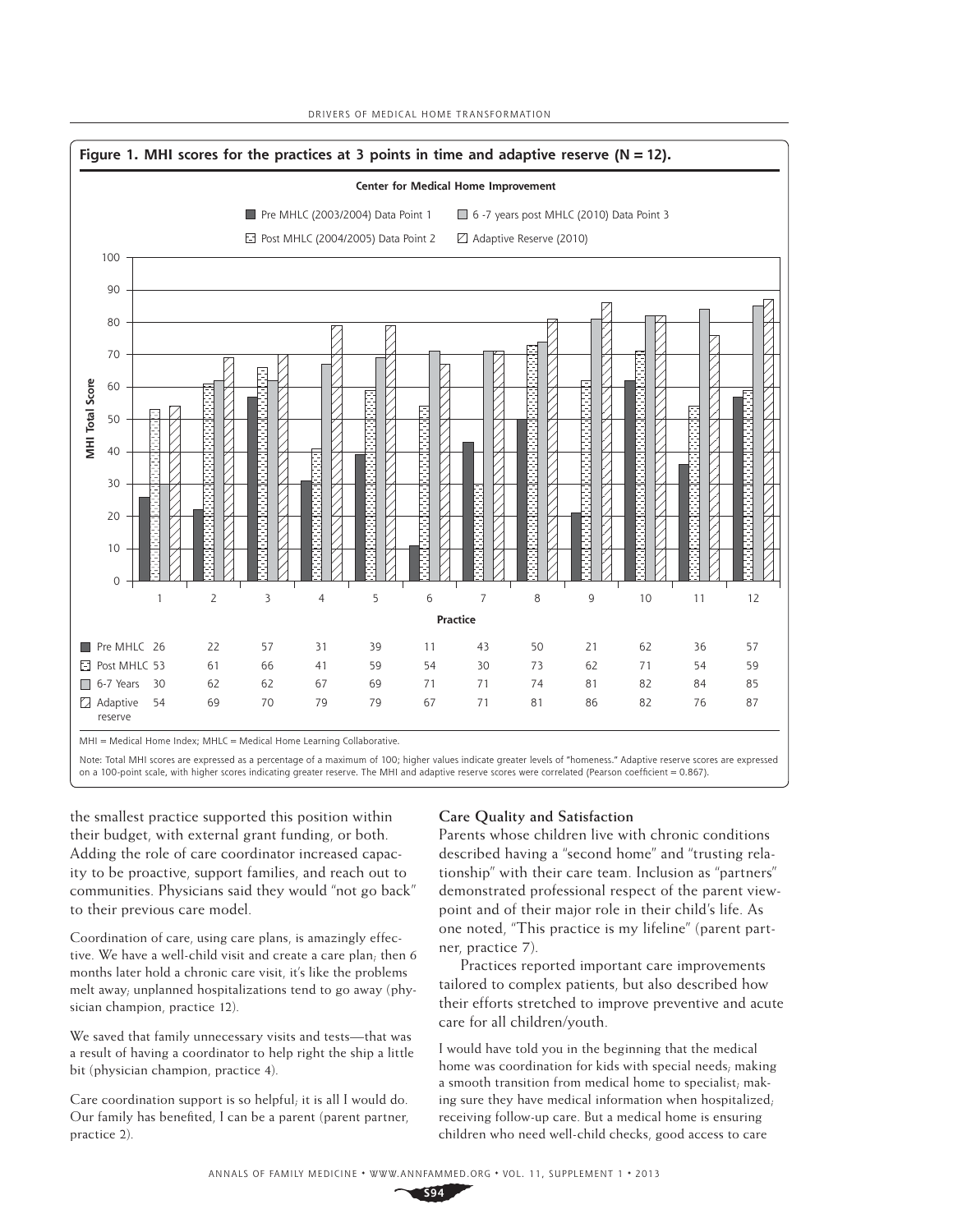**Figure 1. MHI scores for the practices at 3 points in time and adaptive reserve (N = 12).**

Center for Medical Home Improvement

| Practice | 1 | 2 | 3 | 4 | 5 | 6 | 7 | 8 | 9 | 10 | 11 | 12 |
|---|---|---|---|---|---|---|---|---|---|---|---|---|
| Pre MHLC (2003/2004) Data Point 1 | 26 | 22 | 57 | 31 | 39 | 11 | 43 | 50 | 21 | 62 | 36 | 57 |
| Post MHLC (2004/2005) Data Point 2 | 53 | 61 | 66 | 41 | 59 | 54 | 30 | 73 | 62 | 71 | 54 | 59 |
| 6-7 years post MHLC (2010) Data Point 3 | 30 | 62 | 62 | 67 | 69 | 71 | 71 | 74 | 81 | 82 | 84 | 85 |
| Adaptive Reserve (2010) | 54 | 69 | 70 | 79 | 79 | 67 | 71 | 81 | 86 | 82 | 76 | 87 |

MHI = Medical Home Index; MHLC = Medical Home Learning Collaborative.

Note: Total MHI scores are expressed as a percentage of a maximum of 100; higher values indicate greater levels of "homeness." Adaptive reserve scores are expressed on a 100-point scale, with higher scores indicating greater reserve. The MHI and adaptive reserve scores were correlated (Pearson coefficient = 0.867).

the smallest practice supported this position within their budget, with external grant funding, or both. Adding the role of care coordinator increased capacity to be proactive, support families, and reach out to communities. Physicians said they would "not go back" to their previous care model.

> Coordination of care, using care plans, is amazingly effective. We have a well-child visit and create a care plan; then 6 months later hold a chronic care visit, it's like the problems melt away; unplanned hospitalizations tend to go away (physician champion, practice 12).

> We saved that family unnecessary visits and tests—that was a result of having a coordinator to help right the ship a little bit (physician champion, practice 4).

> Care coordination support is so helpful; it is all I would do. Our family has benefited, I can be a parent (parent partner, practice 2).

### Care Quality and Satisfaction

Parents whose children live with chronic conditions described having a "second home" and "trusting relationship" with their care team. Inclusion as "partners" demonstrated professional respect of the parent viewpoint and of their major role in their child's life. As one noted, "This practice is my lifeline" (parent partner, practice 7).

Practices reported important care improvements tailored to complex patients, but also described how their efforts stretched to improve preventive and acute care for all children/youth.

> I would have told you in the beginning that the medical home was coordination for kids with special needs; making a smooth transition from medical home to specialist; making sure they have medical information when hospitalized; receiving follow-up care. But a medical home is ensuring children who need well-child checks, good access to care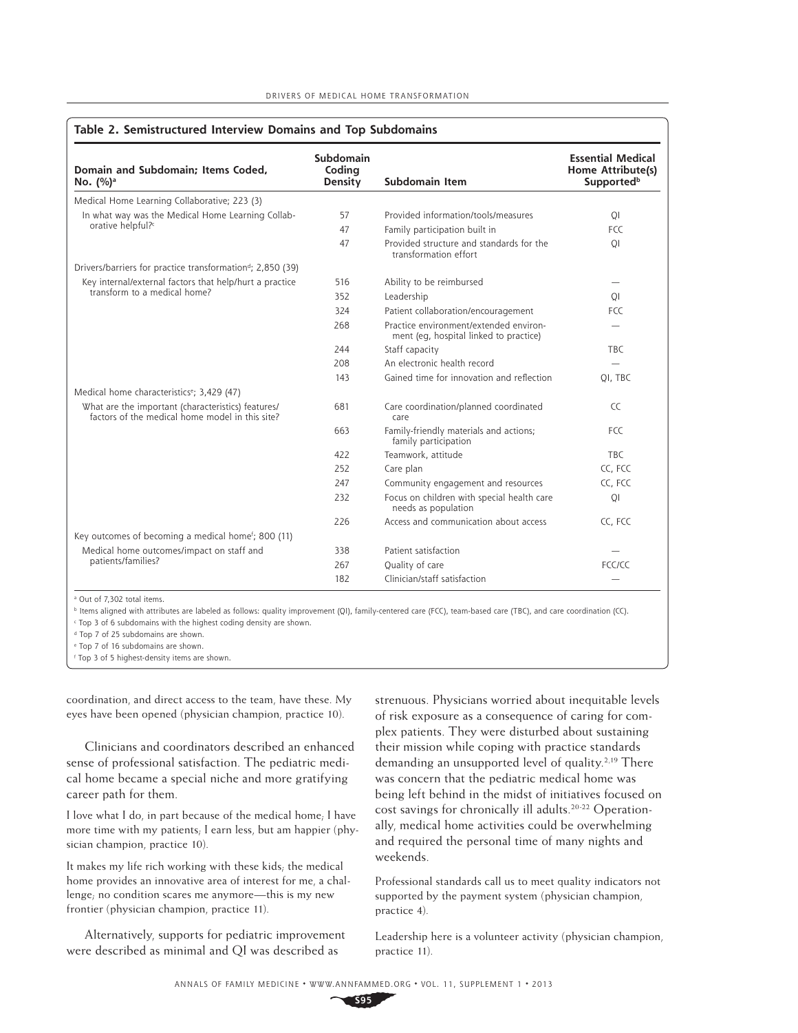**Table 2. Semistructured Interview Domains and Top Subdomains**

| Domain and Subdomain; Items Coded, No. (%)[a] | Subdomain Coding Density | Subdomain Item | Essential Medical Home Attribute(s) Supported[b] |
|---|---|---|---|
| Medical Home Learning Collaborative; 223 (3) | | | |
| In what way was the Medical Home Learning Collaborative helpful?[c] | 57 | Provided information/tools/measures | QI |
| | 47 | Family participation built in | FCC |
| | 47 | Provided structure and standards for the transformation effort | QI |
| Drivers/barriers for practice transformation[d]; 2,850 (39) | | | |
| Key internal/external factors that help/hurt a practice transform to a medical home? | 516 | Ability to be reimbursed | — |
| | 352 | Leadership | QI |
| | 324 | Patient collaboration/encouragement | FCC |
| | 268 | Practice environment/extended environment (eg, hospital linked to practice) | — |
| | 244 | Staff capacity | TBC |
| | 208 | An electronic health record | — |
| | 143 | Gained time for innovation and reflection | QI, TBC |
| Medical home characteristics[e]; 3,429 (47) | | | |
| What are the important (characteristics) features/factors of the medical home model in this site? | 681 | Care coordination/planned coordinated care | CC |
| | 663 | Family-friendly materials and actions; family participation | FCC |
| | 422 | Teamwork, attitude | TBC |
| | 252 | Care plan | CC, FCC |
| | 247 | Community engagement and resources | CC, FCC |
| | 232 | Focus on children with special health care needs as population | QI |
| | 226 | Access and communication about access | CC, FCC |
| Key outcomes of becoming a medical home[f]; 800 (11) | | | |
| Medical home outcomes/impact on staff and patients/families? | 338 | Patient satisfaction | — |
| | 267 | Quality of care | FCC/CC |
| | 182 | Clinician/staff satisfaction | — |

[a] Out of 7,302 total items.

[b] Items aligned with attributes are labeled as follows: quality improvement (QI), family-centered care (FCC), team-based care (TBC), and care coordination (CC).

[c] Top 3 of 6 subdomains with the highest coding density are shown.

[d] Top 7 of 25 subdomains are shown.

[e] Top 7 of 16 subdomains are shown.

[f] Top 3 of 5 highest-density items are shown.

coordination, and direct access to the team, have these. My eyes have been opened (physician champion, practice 10).

Clinicians and coordinators described an enhanced sense of professional satisfaction. The pediatric medical home became a special niche and more gratifying career path for them.

I love what I do, in part because of the medical home; I have more time with my patients; I earn less, but am happier (physician champion, practice 10).

It makes my life rich working with these kids; the medical home provides an innovative area of interest for me, a challenge; no condition scares me anymore—this is my new frontier (physician champion, practice 11).

Alternatively, supports for pediatric improvement were described as minimal and QI was described as strenuous. Physicians worried about inequitable levels of risk exposure as a consequence of caring for complex patients. They were disturbed about sustaining their mission while coping with practice standards demanding an unsupported level of quality.[2,19] There was concern that the pediatric medical home was being left behind in the midst of initiatives focused on cost savings for chronically ill adults.[20-22] Operationally, medical home activities could be overwhelming and required the personal time of many nights and weekends.

Professional standards call us to meet quality indicators not supported by the payment system (physician champion, practice 4).

Leadership here is a volunteer activity (physician champion, practice 11).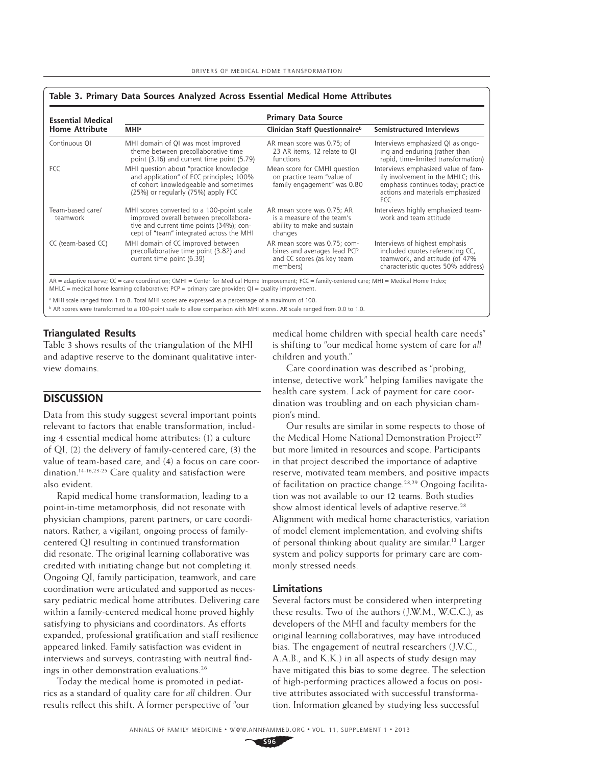**Table 3. Primary Data Sources Analyzed Across Essential Medical Home Attributes**

| Essential Medical Home Attribute | Primary Data Source | | |
|---|---|---|---|
| | MHI[a] | Clinician Staff Questionnaire[b] | Semistructured Interviews |
| Continuous QI | MHI domain of QI was most improved theme between precollaborative time point (3.16) and current time point (5.79) | AR mean score was 0.75; of 23 AR items, 12 relate to QI functions | Interviews emphasized QI as ongoing and enduring (rather than rapid, time-limited transformation) |
| FCC | MHI question about "practice knowledge and application" of FCC principles; 100% of cohort knowledgeable and sometimes (25%) or regularly (75%) apply FCC | Mean score for CMHI question on practice team "value of family engagement" was 0.80 | Interviews emphasized value of family involvement in the MHLC; this emphasis continues today; practice actions and materials emphasized FCC |
| Team-based care/ teamwork | MHI scores converted to a 100-point scale improved overall between precollaborative and current time points (34%); concept of "team" integrated across the MHI | AR mean score was 0.75; AR is a measure of the team's ability to make and sustain changes | Interviews highly emphasized teamwork and team attitude |
| CC (team-based CC) | MHI domain of CC improved between precollaborative time point (3.82) and current time point (6.39) | AR mean score was 0.75; combines and averages lead PCP and CC scores (as key team members) | Interviews of highest emphasis included quotes referencing CC, teamwork, and attitude (of 47% characteristic quotes 50% address) |

AR = adaptive reserve; CC = care coordination; CMHI = Center for Medical Home Improvement; FCC = family-centered care; MHI = Medical Home Index; MHLC = medical home learning collaborative; PCP = primary care provider; QI = quality improvement.

[a] MHI scale ranged from 1 to 8. Total MHI scores are expressed as a percentage of a maximum of 100.

[b] AR scores were transformed to a 100-point scale to allow comparison with MHI scores. AR scale ranged from 0.0 to 1.0.

### Triangulated Results

Table 3 shows results of the triangulation of the MHI and adaptive reserve to the dominant qualitative interview domains.

## DISCUSSION

Data from this study suggest several important points relevant to factors that enable transformation, including 4 essential medical home attributes: (1) a culture of QI, (2) the delivery of family-centered care, (3) the value of team-based care, and (4) a focus on care coordination.[14-16,23-25] Care quality and satisfaction were also evident.

Rapid medical home transformation, leading to a point-in-time metamorphosis, did not resonate with physician champions, parent partners, or care coordinators. Rather, a vigilant, ongoing process of family-centered QI resulting in continued transformation did resonate. The original learning collaborative was credited with initiating change but not completing it. Ongoing QI, family participation, teamwork, and care coordination were articulated and supported as necessary pediatric medical home attributes. Delivering care within a family-centered medical home proved highly satisfying to physicians and coordinators. As efforts expanded, professional gratification and staff resilience appeared linked. Family satisfaction was evident in interviews and surveys, contrasting with neutral findings in other demonstration evaluations.[26]

Today the medical home is promoted in pediatrics as a standard of quality care for *all* children. Our results reflect this shift. A former perspective of "our medical home children with special health care needs" is shifting to "our medical home system of care for *all* children and youth."

Care coordination was described as "probing, intense, detective work" helping families navigate the health care system. Lack of payment for care coordination was troubling and on each physician champion's mind.

Our results are similar in some respects to those of the Medical Home National Demonstration Project[27] but more limited in resources and scope. Participants in that project described the importance of adaptive reserve, motivated team members, and positive impacts of facilitation on practice change.[28,29] Ongoing facilitation was not available to our 12 teams. Both studies show almost identical levels of adaptive reserve.[28] Alignment with medical home characteristics, variation of model element implementation, and evolving shifts of personal thinking about quality are similar.[13] Larger system and policy supports for primary care are commonly stressed needs.

### Limitations

Several factors must be considered when interpreting these results. Two of the authors (J.W.M., W.C.C.), as developers of the MHI and faculty members for the original learning collaboratives, may have introduced bias. The engagement of neutral researchers (J.V.C., A.A.B., and K.K.) in all aspects of study design may have mitigated this bias to some degree. The selection of high-performing practices allowed a focus on positive attributes associated with successful transformation. Information gleaned by studying less successful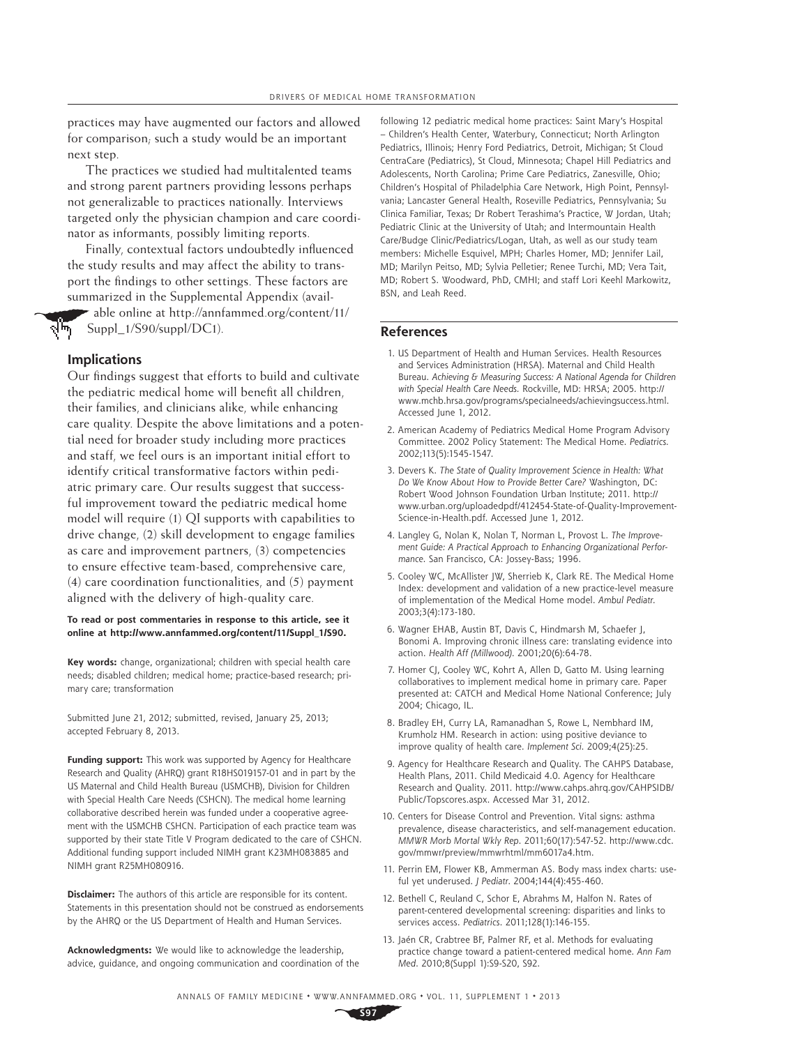practices may have augmented our factors and allowed for comparison; such a study would be an important next step.

The practices we studied had multitalented teams and strong parent partners providing lessons perhaps not generalizable to practices nationally. Interviews targeted only the physician champion and care coordinator as informants, possibly limiting reports.

Finally, contextual factors undoubtedly influenced the study results and may affect the ability to transport the findings to other settings. These factors are summarized in the Supplemental Appendix (available online at http://annfammed.org/content/11/Suppl_1/S90/suppl/DC1).

## Implications

Our findings suggest that efforts to build and cultivate the pediatric medical home will benefit all children, their families, and clinicians alike, while enhancing care quality. Despite the above limitations and a potential need for broader study including more practices and staff, we feel ours is an important initial effort to identify critical transformative factors within pediatric primary care. Our results suggest that successful improvement toward the pediatric medical home model will require (1) QI supports with capabilities to drive change, (2) skill development to engage families as care and improvement partners, (3) competencies to ensure effective team-based, comprehensive care, (4) care coordination functionalities, and (5) payment aligned with the delivery of high-quality care.

**To read or post commentaries in response to this article, see it online at http://www.annfammed.org/content/11/Suppl_1/S90.**

**Key words:** change, organizational; children with special health care needs; disabled children; medical home; practice-based research; primary care; transformation

Submitted June 21, 2012; submitted, revised, January 25, 2013; accepted February 8, 2013.

**Funding support:** This work was supported by Agency for Healthcare Research and Quality (AHRQ) grant R18HS019157-01 and in part by the US Maternal and Child Health Bureau (USMCHB), Division for Children with Special Health Care Needs (CSHCN). The medical home learning collaborative described herein was funded under a cooperative agreement with the USMCHB CSHCN. Participation of each practice team was supported by their state Title V Program dedicated to the care of CSHCN. Additional funding support included NIMH grant K23MH083885 and NIMH grant R25MH080916.

**Disclaimer:** The authors of this article are responsible for its content. Statements in this presentation should not be construed as endorsements by the AHRQ or the US Department of Health and Human Services.

**Acknowledgments:** We would like to acknowledge the leadership, advice, guidance, and ongoing communication and coordination of the following 12 pediatric medical home practices: Saint Mary's Hospital – Children's Health Center, Waterbury, Connecticut; North Arlington Pediatrics, Illinois; Henry Ford Pediatrics, Detroit, Michigan; St Cloud CentraCare (Pediatrics), St Cloud, Minnesota; Chapel Hill Pediatrics and Adolescents, North Carolina; Prime Care Pediatrics, Zanesville, Ohio; Children's Hospital of Philadelphia Care Network, High Point, Pennsylvania; Lancaster General Health, Roseville Pediatrics, Pennsylvania; Su Clinica Familiar, Texas; Dr Robert Terashima's Practice, W Jordan, Utah; Pediatric Clinic at the University of Utah; and Intermountain Health Care/Budge Clinic/Pediatrics/Logan, Utah, as well as our study team members: Michelle Esquivel, MPH; Charles Homer, MD; Jennifer Lail, MD; Marilyn Peitso, MD; Sylvia Pelletier; Renee Turchi, MD; Vera Tait, MD; Robert S. Woodward, PhD, CMHI; and staff Lori Keehl Markowitz, BSN, and Leah Reed.

## References

1. US Department of Health and Human Services. Health Resources and Services Administration (HRSA). Maternal and Child Health Bureau. *Achieving & Measuring Success: A National Agenda for Children with Special Health Care Needs.* Rockville, MD: HRSA; 2005. http://www.mchb.hrsa.gov/programs/specialneeds/achievingsuccess.html. Accessed June 1, 2012.
2. American Academy of Pediatrics Medical Home Program Advisory Committee. 2002 Policy Statement: The Medical Home. *Pediatrics.* 2002;113(5):1545-1547.
3. Devers K. *The State of Quality Improvement Science in Health: What Do We Know About How to Provide Better Care?* Washington, DC: Robert Wood Johnson Foundation Urban Institute; 2011. http://www.urban.org/uploadedpdf/412454-State-of-Quality-Improvement-Science-in-Health.pdf. Accessed June 1, 2012.
4. Langley G, Nolan K, Nolan T, Norman L, Provost L. *The Improvement Guide: A Practical Approach to Enhancing Organizational Performance.* San Francisco, CA: Jossey-Bass; 1996.
5. Cooley WC, McAllister JW, Sherrieb K, Clark RE. The Medical Home Index: development and validation of a new practice-level measure of implementation of the Medical Home model. *Ambul Pediatr.* 2003;3(4):173-180.
6. Wagner EHAB, Austin BT, Davis C, Hindmarsh M, Schaefer J, Bonomi A. Improving chronic illness care: translating evidence into action. *Health Aff (Millwood).* 2001;20(6):64-78.
7. Homer CJ, Cooley WC, Kohrt A, Allen D, Gatto M. Using learning collaboratives to implement medical home in primary care. Paper presented at: CATCH and Medical Home National Conference; July 2004; Chicago, IL.
8. Bradley EH, Curry LA, Ramanadhan S, Rowe L, Nembhard IM, Krumholz HM. Research in action: using positive deviance to improve quality of health care. *Implement Sci.* 2009;4(25):25.
9. Agency for Healthcare Research and Quality. The CAHPS Database, Health Plans, 2011. Child Medicaid 4.0. Agency for Healthcare Research and Quality. 2011. http://www.cahps.ahrq.gov/CAHPSIDB/Public/Topscores.aspx. Accessed Mar 31, 2012.
10. Centers for Disease Control and Prevention. Vital signs: asthma prevalence, disease characteristics, and self-management education. *MMWR Morb Mortal Wkly Rep.* 2011;60(17):547-52. http://www.cdc.gov/mmwr/preview/mmwrhtml/mm6017a4.htm.
11. Perrin EM, Flower KB, Ammerman AS. Body mass index charts: useful yet underused. *J Pediatr.* 2004;144(4):455-460.
12. Bethell C, Reuland C, Schor E, Abrahms M, Halfon N. Rates of parent-centered developmental screening: disparities and links to services access. *Pediatrics.* 2011;128(1):146-155.
13. Jaén CR, Crabtree BF, Palmer RF, et al. Methods for evaluating practice change toward a patient-centered medical home. *Ann Fam Med.* 2010;8(Suppl 1):S9-S20, S92.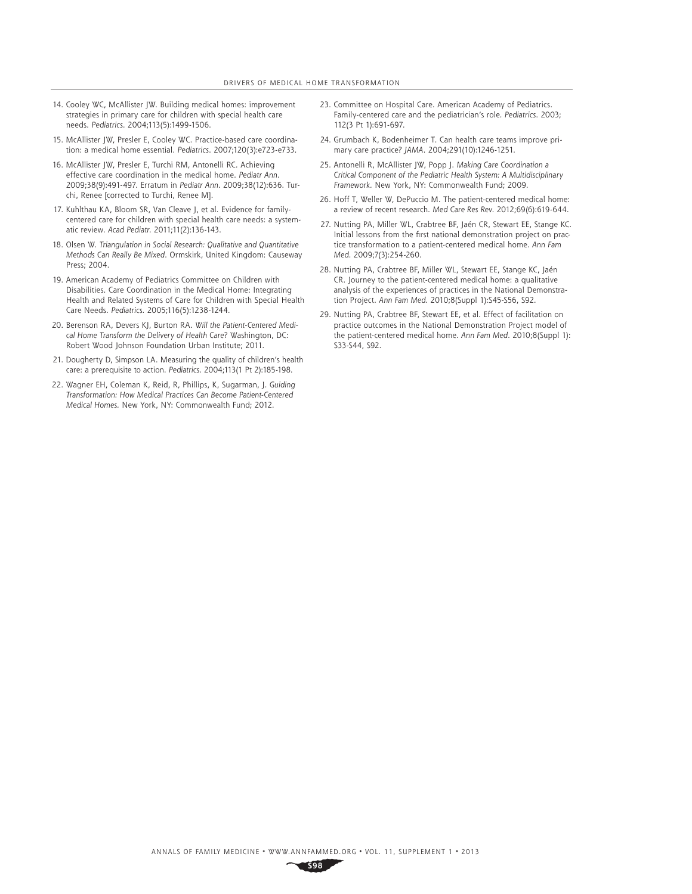14. Cooley WC, McAllister JW. Building medical homes: improvement strategies in primary care for children with special health care needs. *Pediatrics*. 2004;113(5):1499-1506.

15. McAllister JW, Presler E, Cooley WC. Practice-based care coordination: a medical home essential. *Pediatrics*. 2007;120(3):e723-e733.

16. McAllister JW, Presler E, Turchi RM, Antonelli RC. Achieving effective care coordination in the medical home. *Pediatr Ann*. 2009;38(9):491-497. Erratum in *Pediatr Ann*. 2009;38(12):636. Turchi, Renee [corrected to Turchi, Renee M].

17. Kuhlthau KA, Bloom SR, Van Cleave J, et al. Evidence for family-centered care for children with special health care needs: a systematic review. *Acad Pediatr*. 2011;11(2):136-143.

18. Olsen W. *Triangulation in Social Research: Qualitative and Quantitative Methods Can Really Be Mixed*. Ormskirk, United Kingdom: Causeway Press; 2004.

19. American Academy of Pediatrics Committee on Children with Disabilities. Care Coordination in the Medical Home: Integrating Health and Related Systems of Care for Children with Special Health Care Needs. *Pediatrics*. 2005;116(5):1238-1244.

20. Berenson RA, Devers KJ, Burton RA. *Will the Patient-Centered Medical Home Transform the Delivery of Health Care?* Washington, DC: Robert Wood Johnson Foundation Urban Institute; 2011.

21. Dougherty D, Simpson LA. Measuring the quality of children's health care: a prerequisite to action. *Pediatrics*. 2004;113(1 Pt 2):185-198.

22. Wagner EH, Coleman K, Reid, R, Phillips, K, Sugarman, J. *Guiding Transformation: How Medical Practices Can Become Patient-Centered Medical Homes*. New York, NY: Commonwealth Fund; 2012.

23. Committee on Hospital Care. American Academy of Pediatrics. Family-centered care and the pediatrician's role. *Pediatrics*. 2003; 112(3 Pt 1):691-697.

24. Grumbach K, Bodenheimer T. Can health care teams improve primary care practice? *JAMA*. 2004;291(10):1246-1251.

25. Antonelli R, McAllister JW, Popp J. *Making Care Coordination a Critical Component of the Pediatric Health System: A Multidisciplinary Framework*. New York, NY: Commonwealth Fund; 2009.

26. Hoff T, Weller W, DePuccio M. The patient-centered medical home: a review of recent research. *Med Care Res Rev*. 2012;69(6):619-644.

27. Nutting PA, Miller WL, Crabtree BF, Jaén CR, Stewart EE, Stange KC. Initial lessons from the first national demonstration project on practice transformation to a patient-centered medical home. *Ann Fam Med*. 2009;7(3):254-260.

28. Nutting PA, Crabtree BF, Miller WL, Stewart EE, Stange KC, Jaén CR. Journey to the patient-centered medical home: a qualitative analysis of the experiences of practices in the National Demonstration Project. *Ann Fam Med*. 2010;8(Suppl 1):S45-S56, S92.

29. Nutting PA, Crabtree BF, Stewart EE, et al. Effect of facilitation on practice outcomes in the National Demonstration Project model of the patient-centered medical home. *Ann Fam Med*. 2010;8(Suppl 1): S33-S44, S92.